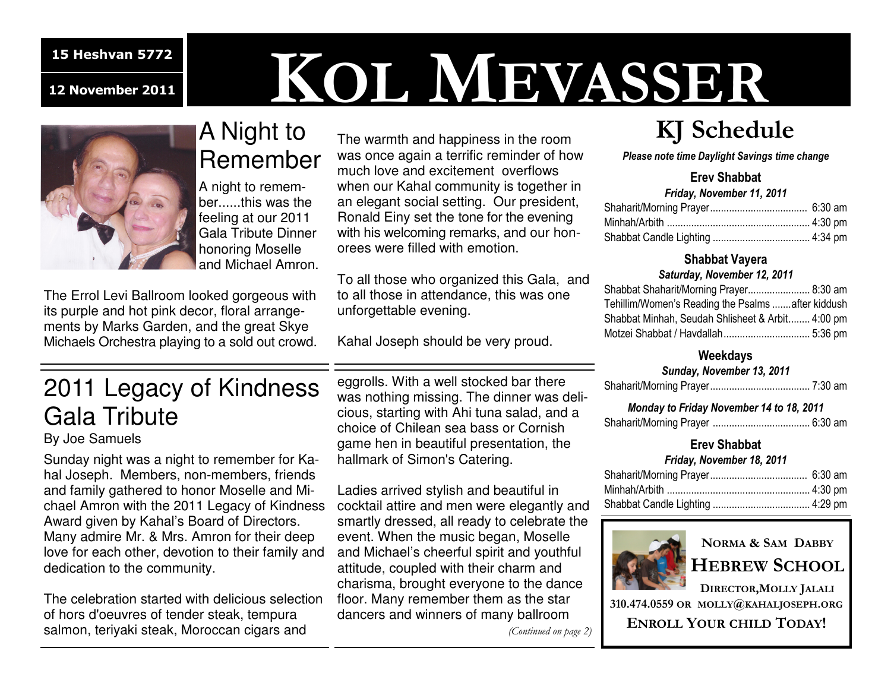15 Heshvan 5772

12 November 2011

# KOL MEVASSER

## A Night to Remember

A night to remember......this was the feeling at our 2011 Gala Tribute Dinner honoring Moselle and Michael Amron.

The Errol Levi Ballroom looked gorgeous with its purple and hot pink decor, floral arrangements by Marks Garden, and the great Skye Michaels Orchestra playing to a sold out crowd.

The warmth and happiness in the room was once again a terrific reminder of how much love and excitement overflows when our Kahal community is together in an elegant social setting. Our president, Ronald Einy set the tone for the evening with his welcoming remarks, and our honorees were filled with emotion.

To all those who organized this Gala, and to all those in attendance, this was one unforgettable evening.

Kahal Joseph should be very proud.

## 2011 Legacy of Kindness Gala Tribute

By Joe Samuels

Sunday night was a night to remember for Kahal Joseph. Members, non-members, friends and family gathered to honor Moselle and Michael Amron with the 2011 Legacy of Kindness Award given by Kahal's Board of Directors. Many admire Mr. & Mrs. Amron for their deep love for each other, devotion to their family and dedication to the community.

The celebration started with delicious selection of hors d'oeuvres of tender steak, tempura salmon, teriyaki steak, Moroccan cigars and eggrolls. With a well stocked bar there was nothing missing. The dinner was delicious, starting with Ahi tuna salad, and a choice of Chilean sea bass or Cornish game hen in beautiful presentation, the hallmark of Simon's Catering.

Ladies arrived stylish and beautiful in cocktail attire and men were elegantly and smartly dressed, all ready to celebrate the event. When the music began, Moselle and Michael's cheerful spirit and youthful attitude, coupled with their charm and charisma, brought everyone to the dance floor. Many remember them as the star dancers and winners of many ballroom

*(Continued on page 2)*

## KJ Schedule

***Please note time Daylight Savings time change***

### Erev Shabbat

***Friday, November 11, 2011***

Shaharit/Morning Prayer.................................... 6:30 am
Minhah/Arbith ..................................................... 4:30 pm
Shabbat Candle Lighting .................................... 4:34 pm

### Shabbat Vayera

***Saturday, November 12, 2011***

Shabbat Shaharit/Morning Prayer....................... 8:30 am
Tehillim/Women's Reading the Psalms .......after kiddush
Shabbat Minhah, Seudah Shlisheet & Arbit........ 4:00 pm
Motzei Shabbat / Havdallah................................ 5:36 pm

### Weekdays

***Sunday, November 13, 2011***

Shaharit/Morning Prayer..................................... 7:30 am

***Monday to Friday November 14 to 18, 2011***

Shaharit/Morning Prayer .................................... 6:30 am

### Erev Shabbat

***Friday, November 18, 2011***

Shaharit/Morning Prayer.................................... 6:30 am
Minhah/Arbith ..................................................... 4:30 pm
Shabbat Candle Lighting .................................... 4:29 pm

**NORMA & SAM DABBY**

**HEBREW SCHOOL**

**DIRECTOR, MOLLY JALALI**

**310.474.0559 OR MOLLY@KAHALJOSEPH.ORG**

**ENROLL YOUR CHILD TODAY!**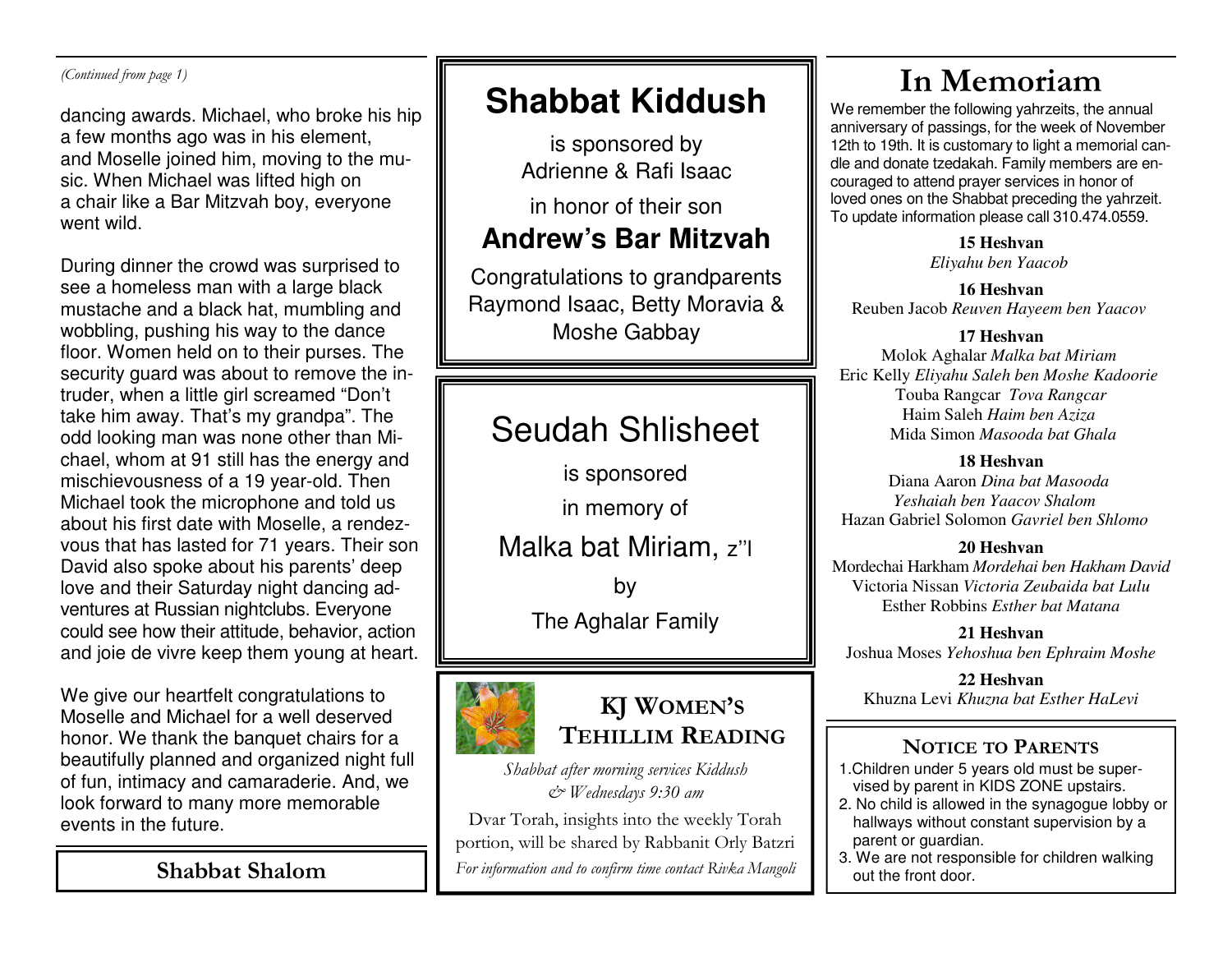*(Continued from page 1)*

dancing awards. Michael, who broke his hip a few months ago was in his element, and Moselle joined him, moving to the music. When Michael was lifted high on a chair like a Bar Mitzvah boy, everyone went wild.

During dinner the crowd was surprised to see a homeless man with a large black mustache and a black hat, mumbling and wobbling, pushing his way to the dance floor. Women held on to their purses. The security guard was about to remove the intruder, when a little girl screamed "Don't take him away. That's my grandpa". The odd looking man was none other than Michael, whom at 91 still has the energy and mischievousness of a 19 year-old. Then Michael took the microphone and told us about his first date with Moselle, a rendezvous that has lasted for 71 years. Their son David also spoke about his parents' deep love and their Saturday night dancing adventures at Russian nightclubs. Everyone could see how their attitude, behavior, action and joie de vivre keep them young at heart.

We give our heartfelt congratulations to Moselle and Michael for a well deserved honor. We thank the banquet chairs for a beautifully planned and organized night full of fun, intimacy and camaraderie. And, we look forward to many more memorable events in the future.

**Shabbat Shalom**

# Shabbat Kiddush

is sponsored by
Adrienne & Rafi Isaac

in honor of their son

**Andrew's Bar Mitzvah**

Congratulations to grandparents Raymond Isaac, Betty Moravia & Moshe Gabbay

# Seudah Shlisheet

is sponsored

in memory of

Malka bat Miriam, z"l

by

The Aghalar Family

## KJ Women's Tehillim Reading

*Shabbat after morning services Kiddush & Wednesdays 9:30 am*

Dvar Torah, insights into the weekly Torah portion, will be shared by Rabbanit Orly Batzri

*For information and to confirm time contact Rivka Mangoli*

# In Memoriam

We remember the following yahrzeits, the annual anniversary of passings, for the week of November 12th to 19th. It is customary to light a memorial candle and donate tzedakah. Family members are encouraged to attend prayer services in honor of loved ones on the Shabbat preceding the yahrzeit. To update information please call 310.474.0559.

**15 Heshvan**
*Eliyahu ben Yaacob*

**16 Heshvan**
Reuben Jacob *Reuven Hayeem ben Yaacov*

**17 Heshvan**
Molok Aghalar *Malka bat Miriam*
Eric Kelly *Eliyahu Saleh ben Moshe Kadoorie*
Touba Rangcar *Tova Rangcar*
Haim Saleh *Haim ben Aziza*
Mida Simon *Masooda bat Ghala*

**18 Heshvan**
Diana Aaron *Dina bat Masooda*
*Yeshaiah ben Yaacov Shalom*
Hazan Gabriel Solomon *Gavriel ben Shlomo*

**20 Heshvan**
Mordechai Harkham *Mordehai ben Hakham David*
Victoria Nissan *Victoria Zeubaida bat Lulu*
Esther Robbins *Esther bat Matana*

**21 Heshvan**
Joshua Moses *Yehoshua ben Ephraim Moshe*

**22 Heshvan**
Khuzna Levi *Khuzna bat Esther HaLevi*

## Notice to Parents

1. Children under 5 years old must be supervised by parent in KIDS ZONE upstairs.
2. No child is allowed in the synagogue lobby or hallways without constant supervision by a parent or guardian.
3. We are not responsible for children walking out the front door.